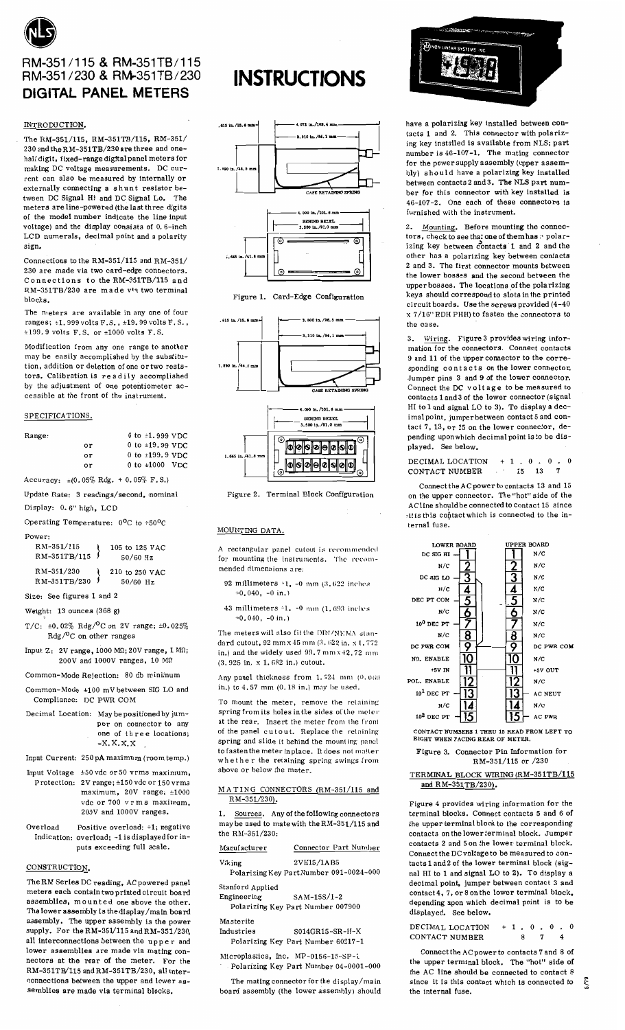# RM-351/115 & RM-351TB/115
# RM-351/230 & RM-351TB/230
# DIGITAL PANEL METERS

# INSTRUCTIONS

## INTRODUCTION.

The RM-351/115, RM-351TB/115, RM-351/230 and the RM-351TB/230 are three and one-half digit, fixed-range digital panel meters for making DC voltage measurements. DC current can also be measured by internally or externally connecting a shunt resistor between DC Signal HI and DC Signal Lo. The meters are line-powered (the last three digits of the model number indicate the line input voltage) and the display consists of 0.6-inch LCD numerals, decimal point and a polarity sign.

Connections to the RM-351/115 and RM-351/230 are made via two card-edge connectors. Connections to the RM-351TB/115 and RM-351TB/230 are made via two terminal blocks.

The meters are available in any one of four ranges: ±1.999 volts F.S., ±19.99 volts F.S., ±199.9 volts F.S. or ±1000 volts F.S.

Modification from any one range to another may be easily accomplished by the substitution, addition or deletion of one or two resistors. Calibration is readily accomplished by the adjustment of one potentiometer accessible at the front of the instrument.

## SPECIFICATIONS.

Range: 0 to ±1.999 VDC
or 0 to ±19.99 VDC
or 0 to ±199.9 VDC
or 0 to ±1000 VDC

Accuracy: ±(0.05% Rdg. + 0.05% F.S.)

Update Rate: 3 readings/second, nominal

Display: 0.6" high, LCD

Operating Temperature: 0°C to +50°C

Power:
RM-351/115, RM-351TB/115: 105 to 125 VAC 50/60 Hz
RM-351/230, RM-351TB/230: 210 to 250 VAC 50/60 Hz

Size: See figures 1 and 2

Weight: 13 ounces (368 g)

T/C: ±0.02% Rdg/°C on 2V range; ±0.025% Rdg/°C on other ranges

Input Z: 2V range, 1000 MΩ; 20V range, 1 MΩ; 200V and 1000V ranges, 10 MΩ

Common-Mode Rejection: 80 db minimum

Common-Mode Compliance: ±100 mV between SIG LO and DC PWR COM

Decimal Location: May be positioned by jumper on connector to any one of three locations; ±X.X.X.X

Input Current: 250 pA maximum (room temp.)

Input Voltage Protection: ±50 vdc or 50 vrms maximum, 2V range; ±150 vdc or 150 vrms maximum, 20V range; ±1000 vdc or 700 vrms maximum, 200V and 1000V ranges.

Overload Indication: Positive overload: +1; negative overload; -1 is displayed for inputs exceeding full scale.

## CONSTRUCTION.

The RM Series DC reading, AC powered panel meters each contain two printed circuit board assemblies, mounted one above the other. The lower assembly is the display/main board assembly. The upper assembly is the power supply. For the RM-351/115 and RM-351/230, all interconnections between the upper and lower assemblies are made via mating connectors at the rear of the meter. For the RM-351TB/115 and RM-351TB/230, all interconnections between the upper and lower assemblies are made via terminal blocks.

Figure 1. Card-Edge Configuration

Figure 2. Terminal Block Configuration

## MOUNTING DATA.

A rectangular panel cutout is recommended for mounting the instruments. The recommended dimensions are:

92 millimeters +1, -0 mm (3.622 inches +0.040, -0 in.)

43 millimeters +1, -0 mm (1.693 inches +0.040, -0 in.)

The meters will also fit the DIN/NEMA standard cutout, 92 mm x 45 mm (3.622 in. x 1.772 in.) and the widely used 99.7 mm x 42.72 mm (3.925 in. x 1.682 in.) cutout.

Any panel thickness from 1.524 mm (0.060 in.) to 4.57 mm (0.18 in.) may be used.

To mount the meter, remove the retaining spring from its holes in the sides of the meter at the rear. Insert the meter from the front of the panel cutout. Replace the retaining spring and slide it behind the mounting panel to fasten the meter in place. It does not matter whether the retaining spring swings from above or below the meter.

## MATING CONNECTORS (RM-351/115 and RM-351/230).

1. Sources. Any of the following connectors may be used to mate with the RM-351/115 and the RM-351/230:

| Manufacturer | Connector Part Number |
|---|---|
| Viking | 2VK15/1AB5 |
| | Polarizing Key Part Number 091-0024-000 |
| Stanford Applied Engineering | SAM-15S/1-2 |
| | Polarizing Key Part Number 007900 |
| Masterite Industries | S014GR15-SR-H-X |
| | Polarizing Key Part Number 60217-1 |
| Microplastics, Inc. | MP-0156-15-SP-1 |
| | Polarizing Key Part Number 04-0001-000 |

The mating connector for the display/main board assembly (the lower assembly) should have a polarizing key installed between contacts 1 and 2. This connector with polarizing key installed is available from NLS; part number is 46-107-1. The mating connector for the power supply assembly (upper assembly) should have a polarizing key installed between contacts 2 and 3. The NLS part number for this connector with key installed is 46-107-2. One each of these connectors is furnished with the instrument.

2. Mounting. Before mounting the connectors, check to see that one of them has a polarizing key between contacts 1 and 2 and the other has a polarizing key between contacts 2 and 3. The first connector mounts between the lower bosses and the second between the upper bosses. The locations of the polarizing keys should correspond to slots in the printed circuit boards. Use the screws provided (4-40 x 7/16" RDH PHH) to fasten the connectors to the case.

3. Wiring. Figure 3 provides wiring information for the connectors. Connect contacts 9 and 11 of the upper connector to the corresponding contacts on the lower connector. Jumper pins 3 and 9 of the lower connector. Connect the DC voltage to be measured to contacts 1 and 3 of the lower connector (signal HI to 1 and signal LO to 3). To display a decimal point, jumper between contact 5 and contact 7, 13, or 15 on the lower connector, depending upon which decimal point is to be displayed. See below.

| DECIMAL LOCATION | + 1 | . 0 | . 0 | . 0 |
|---|---|---|---|---|
| CONTACT NUMBER | | 15 | 13 | 7 |

Connect the AC power to contacts 13 and 15 on the upper connector. The "hot" side of the AC line should be connected to contact 15 since it is this contact which is connected to the internal fuse.

| LOWER BOARD | Contact | Contact | UPPER BOARD |
|---|---|---|---|
| DC SIG HI | 1 | 1 | N/C |
| N/C | 2 | 2 | N/C |
| DC SIG LO | 3 | 3 | N/C |
| N/C | 4 | 4 | N/C |
| DEC PT COM | 5 | 5 | N/C |
| N/C | 6 | 6 | N/C |
| $10^0$ DEC PT | 7 | 7 | N/C |
| N/C | 8 | 8 | N/C |
| DC PWR COM | 9 | 9 | DC PWR COM |
| NO. ENABLE | 10 | 10 | N/C |
| +5V IN | 11 | 11 | +5V OUT |
| POL. ENABLE | 12 | 12 | N/C |
| $10^1$ DEC PT | 13 | 13 | AC NEUT |
| N/C | 14 | 14 | N/C |
| $10^2$ DEC PT | 15 | 15 | AC PWR |

CONTACT NUMBERS 1 THRU 15 READ FROM LEFT TO RIGHT WHEN FACING REAR OF METER.

Figure 3. Connector Pin Information for RM-351/115 or /230

## TERMINAL BLOCK WIRING (RM-351TB/115 and RM-351TB/230).

Figure 4 provides wiring information for the terminal blocks. Connect contacts 5 and 6 of the upper terminal block to the corresponding contacts on the lower terminal block. Jumper contacts 2 and 5 on the lower terminal block. Connect the DC voltage to be measured to contacts 1 and 2 of the lower terminal block (signal HI to 1 and signal LO to 2). To display a decimal point, jumper between contact 3 and contact 4, 7, or 8 on the lower terminal block, depending upon which decimal point is to be displayed. See below.

| DECIMAL LOCATION | + 1 | . 0 | . 0 | . 0 |
|---|---|---|---|---|
| CONTACT NUMBER | | 8 | 7 | 4 |

Connect the AC power to contacts 7 and 8 of the upper terminal block. The "hot" side of the AC line should be connected to contact 8 since it is this contact which is connected to the internal fuse.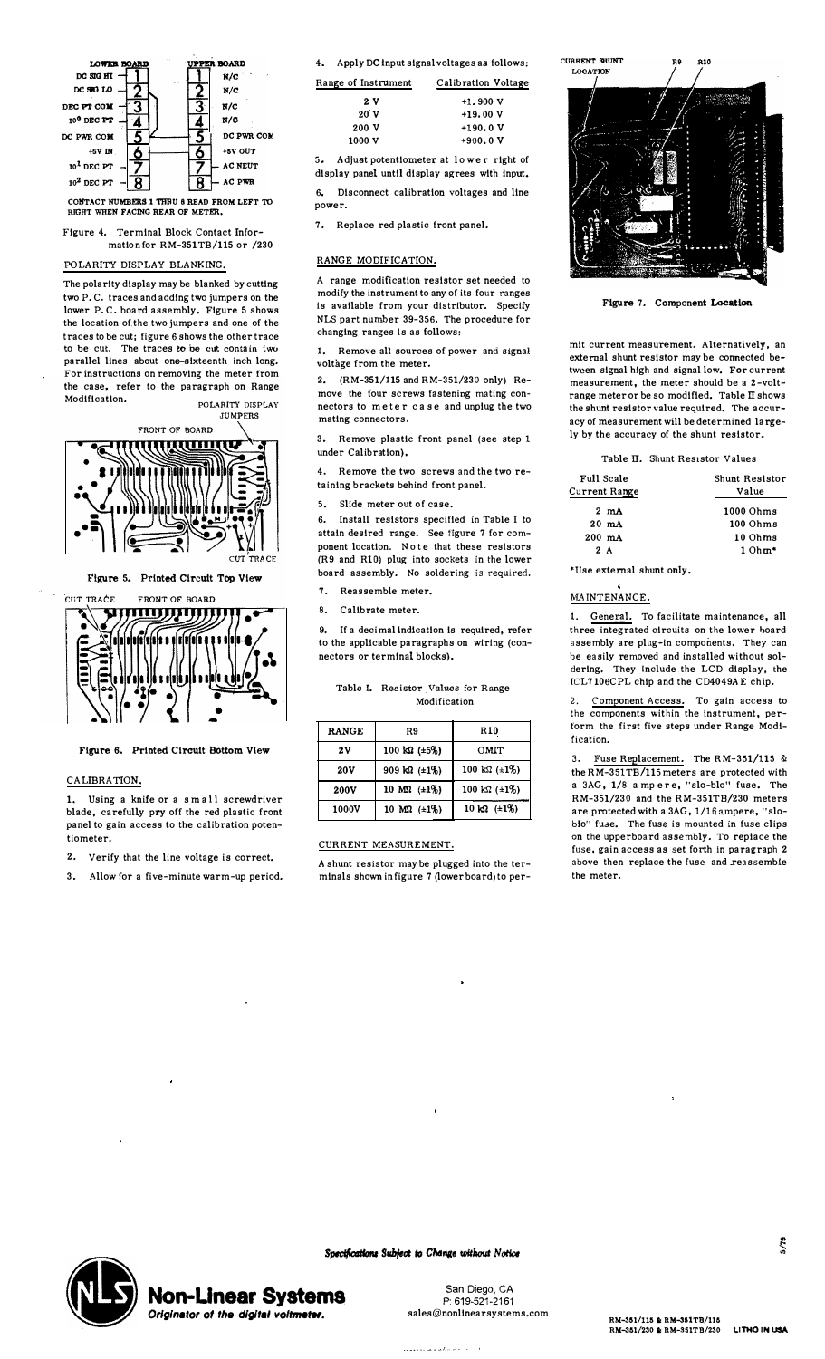| LOWER BOARD | | UPPER BOARD | |
|---|---|---|---|
| DC SIG HI | 1 | 1 | N/C |
| DC SIG LO | 2 | 2 | N/C |
| DEC PT COM | 3 | 3 | N/C |
| $10^0$ DEC PT | 4 | 4 | N/C |
| DC PWR COM | 5 | 5 | DC PWR COM |
| +5V IN | 6 | 6 | +5V OUT |
| $10^1$ DEC PT | 7 | 7 | AC NEUT |
| $10^2$ DEC PT | 8 | 8 | AC PWR |

CONTACT NUMBERS 1 THRU 8 READ FROM LEFT TO RIGHT WHEN FACING REAR OF METER.

Figure 4. Terminal Block Contact Information for RM-351TB/115 or /230

## POLARITY DISPLAY BLANKING.

The polarity display may be blanked by cutting two P.C. traces and adding two jumpers on the lower P.C. board assembly. Figure 5 shows the location of the two jumpers and one of the traces to be cut; figure 6 shows the other trace to be cut. The traces to be cut contain two parallel lines about one-sixteenth inch long. For instructions on removing the meter from the case, refer to the paragraph on Range Modification.

POLARITY DISPLAY JUMPERS

FRONT OF BOARD

CUT TRACE

**Figure 5. Printed Circuit Top View**

CUT TRACE

FRONT OF BOARD

**Figure 6. Printed Circuit Bottom View**

## CALIBRATION.

1. Using a knife or a small screwdriver blade, carefully pry off the red plastic front panel to gain access to the calibration potentiometer.

2. Verify that the line voltage is correct.

3. Allow for a five-minute warm-up period.

4. Apply DC input signal voltages as follows:

| Range of Instrument | Calibration Voltage |
|---|---|
| 2 V | +1.900 V |
| 20 V | +19.00 V |
| 200 V | +190.0 V |
| 1000 V | +900.0 V |

5. Adjust potentiometer at lower right of display panel until display agrees with input.

6. Disconnect calibration voltages and line power.

7. Replace red plastic front panel.

## RANGE MODIFICATION.

A range modification resistor set needed to modify the instrument to any of its four ranges is available from your distributor. Specify NLS part number 39-356. The procedure for changing ranges is as follows:

1. Remove all sources of power and signal voltage from the meter.

2. (RM-351/115 and RM-351/230 only) Remove the four screws fastening mating connectors to meter case and unplug the two mating connectors.

3. Remove plastic front panel (see step 1 under Calibration).

4. Remove the two screws and the two retaining brackets behind front panel.

5. Slide meter out of case.

6. Install resistors specified in Table I to attain desired range. See figure 7 for component location. Note that these resistors (R9 and R10) plug into sockets in the lower board assembly. No soldering is required.

7. Reassemble meter.

8. Calibrate meter.

9. If a decimal indication is required, refer to the applicable paragraphs on wiring (connectors or terminal blocks).

Table I. Resistor Values for Range Modification

| RANGE | R9 | R10 |
|---|---|---|
| 2V | 100 kΩ (±5%) | OMIT |
| 20V | 909 kΩ (±1%) | 100 kΩ (±1%) |
| 200V | 10 MΩ (±1%) | 100 kΩ (±1%) |
| 1000V | 10 MΩ (±1%) | 10 kΩ (±1%) |

## CURRENT MEASUREMENT.

A shunt resistor may be plugged into the terminals shown in figure 7 (lower board) to permit current measurement. Alternatively, an external shunt resistor may be connected between signal high and signal low. For current measurement, the meter should be a 2-volt-range meter or be so modified. Table II shows the shunt resistor value required. The accuracy of measurement will be determined largely by the accuracy of the shunt resistor.

CURRENT SHUNT LOCATION

R9 R10

**Figure 7. Component Location**

Table II. Shunt Resistor Values

| Full Scale Current Range | Shunt Resistor Value |
|---|---|
| 2 mA | 1000 Ohms |
| 20 mA | 100 Ohms |
| 200 mA | 10 Ohms |
| 2 A | 1 Ohm* |

*Use external shunt only.

## MAINTENANCE.

1. General. To facilitate maintenance, all three integrated circuits on the lower board assembly are plug-in components. They can be easily removed and installed without soldering. They include the LCD display, the ICL7106CPL chip and the CD4049AE chip.

2. Component Access. To gain access to the components within the instrument, perform the first five steps under Range Modification.

3. Fuse Replacement. The RM-351/115 & the RM-351TB/115 meters are protected with a 3AG, 1/8 ampere, "slo-blo" fuse. The RM-351/230 and the RM-351TB/230 meters are protected with a 3AG, 1/16 ampere, "slo-blo" fuse. The fuse is mounted in fuse clips on the upperboard assembly. To replace the fuse, gain access as set forth in paragraph 2 above then replace the fuse and reassemble the meter.

*Specifications Subject to Change without Notice*

5/79

**Non-Linear Systems**
*Originator of the digital voltmeter.*

San Diego, CA
P: 619-521-2161
sales@nonlinearsystems.com

RM-351/115 & RM-351TB/115
RM-351/230 & RM-351TB/230 LITHO IN USA